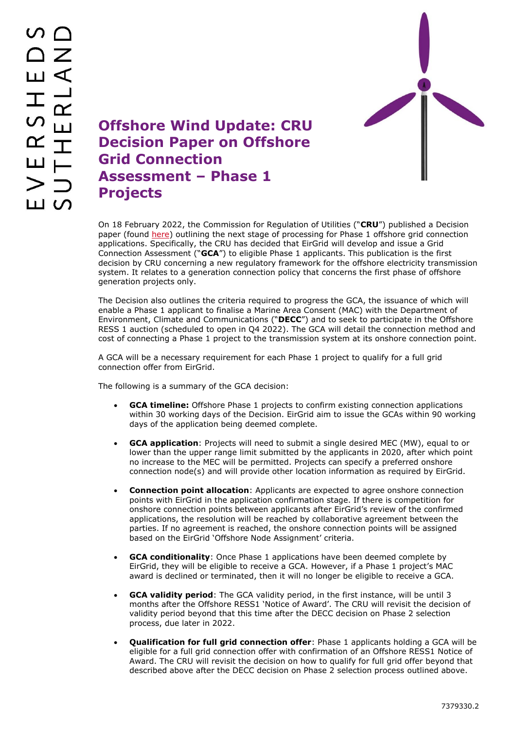# Offshore Wind Update: CRU Decision Paper on Offshore Grid Connection Assessment – Phase 1 Projects

On 18 February 2022, the Commission for Regulation of Utilities ("**CRU**") published a Decision paper (found here) outlining the next stage of processing for Phase 1 offshore grid connection applications. Specifically, the CRU has decided that EirGrid will develop and issue a Grid Connection Assessment ("**GCA**") to eligible Phase 1 applicants. This publication is the first decision by CRU concerning a new regulatory framework for the offshore electricity transmission system. It relates to a generation connection policy that concerns the first phase of offshore generation projects only.

The Decision also outlines the criteria required to progress the GCA, the issuance of which will enable a Phase 1 applicant to finalise a Marine Area Consent (MAC) with the Department of Environment, Climate and Communications ("**DECC**") and to seek to participate in the Offshore RESS 1 auction (scheduled to open in Q4 2022). The GCA will detail the connection method and cost of connecting a Phase 1 project to the transmission system at its onshore connection point.

A GCA will be a necessary requirement for each Phase 1 project to qualify for a full grid connection offer from EirGrid.

The following is a summary of the GCA decision:

- **GCA timeline:** Offshore Phase 1 projects to confirm existing connection applications within 30 working days of the Decision. EirGrid aim to issue the GCAs within 90 working days of the application being deemed complete.
- **GCA application**: Projects will need to submit a single desired MEC (MW), equal to or lower than the upper range limit submitted by the applicants in 2020, after which point no increase to the MEC will be permitted. Projects can specify a preferred onshore connection node(s) and will provide other location information as required by EirGrid.
- **Connection point allocation**: Applicants are expected to agree onshore connection points with EirGrid in the application confirmation stage. If there is competition for onshore connection points between applicants after EirGrid's review of the confirmed applications, the resolution will be reached by collaborative agreement between the parties. If no agreement is reached, the onshore connection points will be assigned based on the EirGrid 'Offshore Node Assignment' criteria.
- **GCA conditionality**: Once Phase 1 applications have been deemed complete by EirGrid, they will be eligible to receive a GCA. However, if a Phase 1 project's MAC award is declined or terminated, then it will no longer be eligible to receive a GCA.
- **GCA validity period**: The GCA validity period, in the first instance, will be until 3 months after the Offshore RESS1 'Notice of Award'. The CRU will revisit the decision of validity period beyond that this time after the DECC decision on Phase 2 selection process, due later in 2022.
- **Qualification for full grid connection offer**: Phase 1 applicants holding a GCA will be eligible for a full grid connection offer with confirmation of an Offshore RESS1 Notice of Award. The CRU will revisit the decision on how to qualify for full grid offer beyond that described above after the DECC decision on Phase 2 selection process outlined above.

7379330.2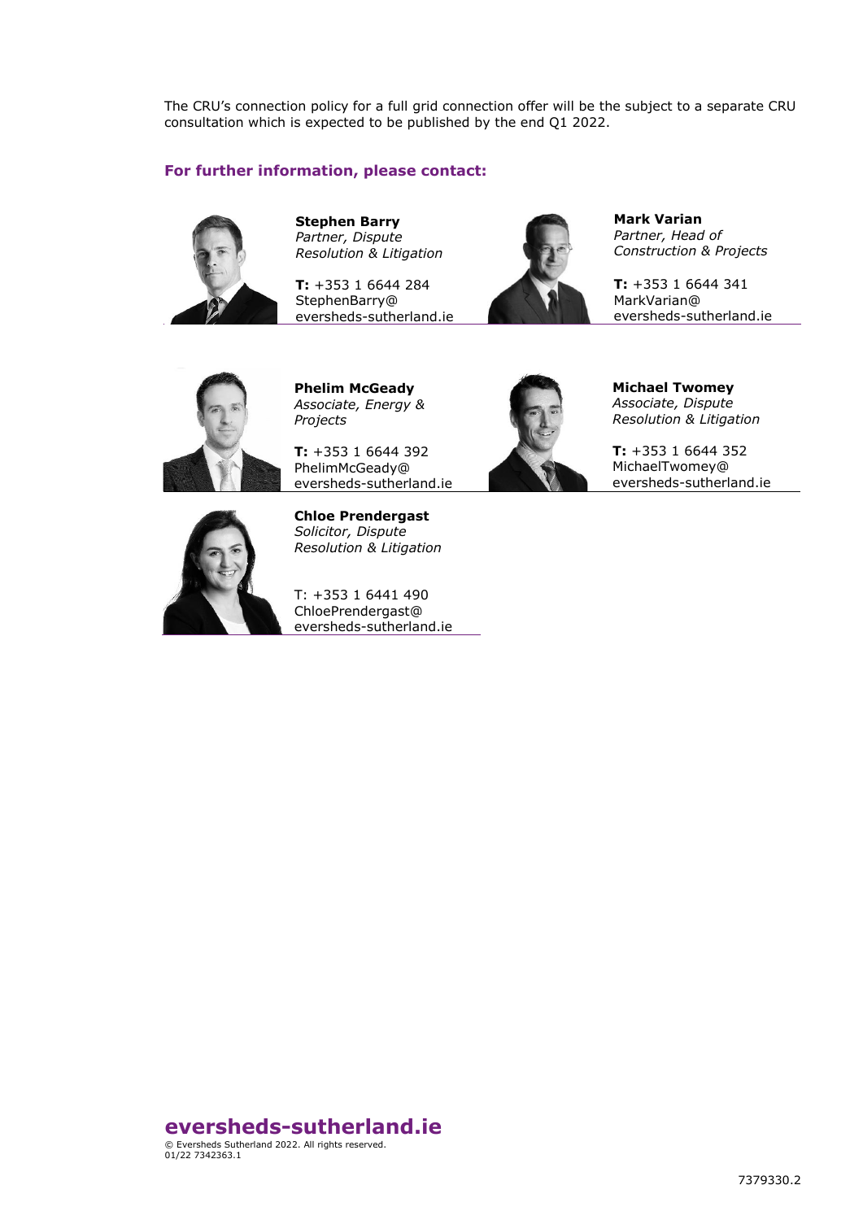The CRU's connection policy for a full grid connection offer will be the subject to a separate CRU consultation which is expected to be published by the end Q1 2022.

### For further information, please contact:

**Stephen Barry**
*Partner, Dispute Resolution & Litigation*

**T:** +353 1 6644 284
StephenBarry@eversheds-sutherland.ie

**Mark Varian**
*Partner, Head of Construction & Projects*

**T:** +353 1 6644 341
MarkVarian@eversheds-sutherland.ie

**Phelim McGeady**
*Associate, Energy & Projects*

**T:** +353 1 6644 392
PhelimMcGeady@eversheds-sutherland.ie

**Michael Twomey**
*Associate, Dispute Resolution & Litigation*

**T:** +353 1 6644 352
MichaelTwomey@eversheds-sutherland.ie

**Chloe Prendergast**
*Solicitor, Dispute Resolution & Litigation*

T: +353 1 6441 490
ChloePrendergast@eversheds-sutherland.ie

**eversheds-sutherland.ie**

© Eversheds Sutherland 2022. All rights reserved.
01/22 7342363.1

7379330.2